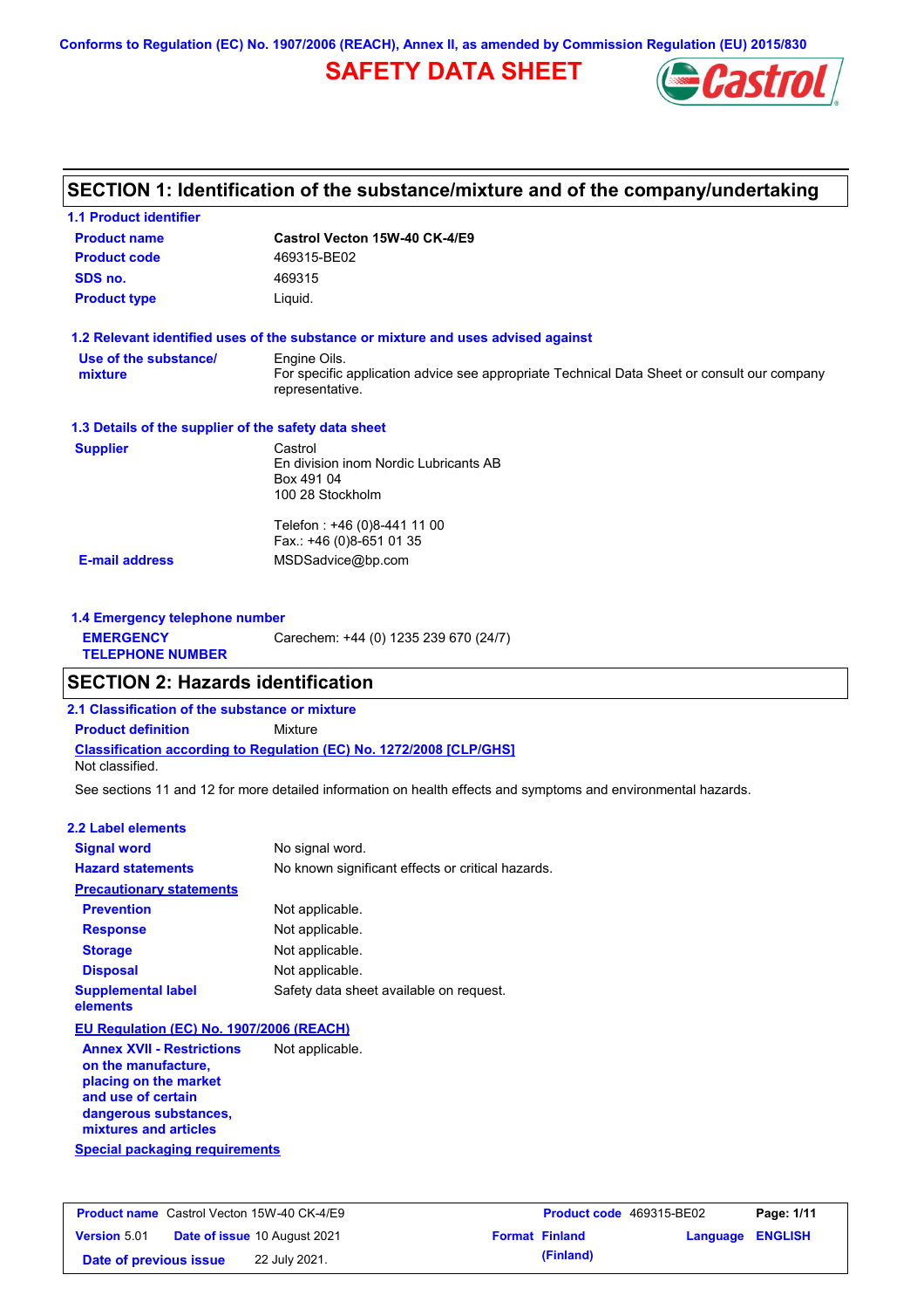Conforms to Regulation (EC) No. 1907/2006 (REACH), Annex II, as amended by Commission Regulation (EU) 2015/830

# SAFETY DATA SHEET

## SECTION 1: Identification of the substance/mixture and of the company/undertaking

### 1.1 Product identifier

| | |
|---|---|
| **Product name** | **Castrol Vecton 15W-40 CK-4/E9** |
| **Product code** | 469315-BE02 |
| **SDS no.** | 469315 |
| **Product type** | Liquid. |

### 1.2 Relevant identified uses of the substance or mixture and uses advised against

| | |
|---|---|
| **Use of the substance/ mixture** | Engine Oils. For specific application advice see appropriate Technical Data Sheet or consult our company representative. |

### 1.3 Details of the supplier of the safety data sheet

| | |
|---|---|
| **Supplier** | Castrol<br>En division inom Nordic Lubricants AB<br>Box 491 04<br>100 28 Stockholm<br><br>Telefon : +46 (0)8-441 11 00<br>Fax.: +46 (0)8-651 01 35 |
| **E-mail address** | MSDSadvice@bp.com |

### 1.4 Emergency telephone number

| | |
|---|---|
| **EMERGENCY TELEPHONE NUMBER** | Carechem: +44 (0) 1235 239 670 (24/7) |

## SECTION 2: Hazards identification

### 2.1 Classification of the substance or mixture

**Product definition** Mixture

**Classification according to Regulation (EC) No. 1272/2008 [CLP/GHS]**

Not classified.

See sections 11 and 12 for more detailed information on health effects and symptoms and environmental hazards.

### 2.2 Label elements

| | |
|---|---|
| **Signal word** | No signal word. |
| **Hazard statements** | No known significant effects or critical hazards. |
| **Precautionary statements** | |
| **Prevention** | Not applicable. |
| **Response** | Not applicable. |
| **Storage** | Not applicable. |
| **Disposal** | Not applicable. |
| **Supplemental label elements** | Safety data sheet available on request. |

**EU Regulation (EC) No. 1907/2006 (REACH)**

| | |
|---|---|
| **Annex XVII - Restrictions on the manufacture, placing on the market and use of certain dangerous substances, mixtures and articles** | Not applicable. |

**Special packaging requirements**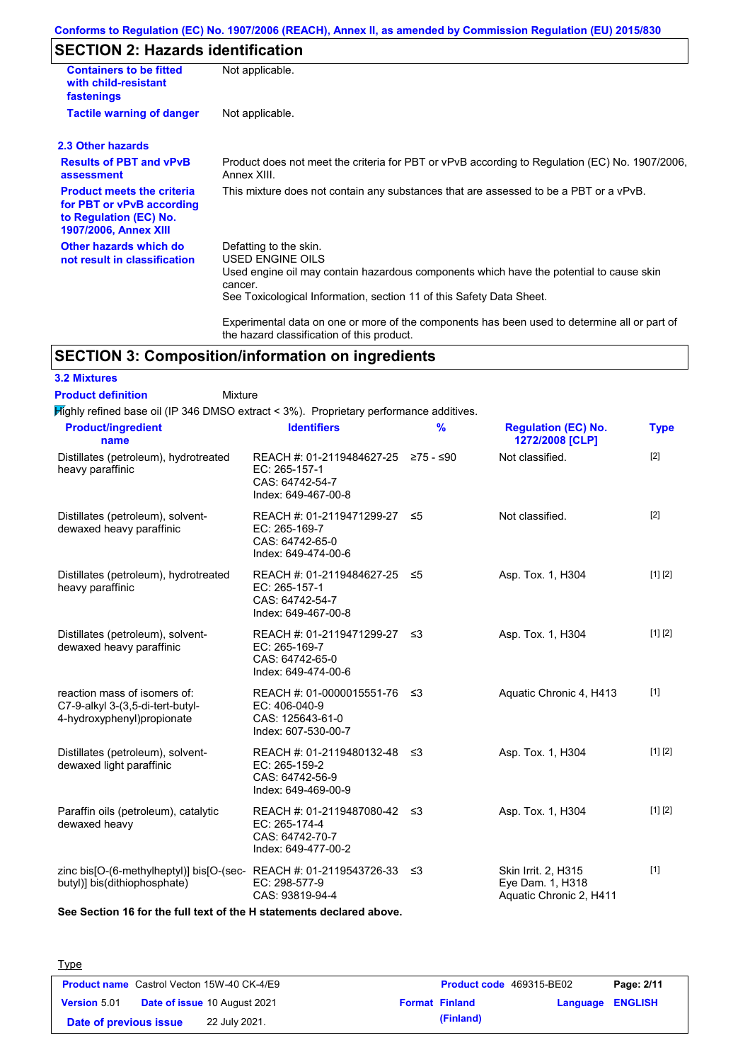## SECTION 2: Hazards identification

| | |
|---|---|
| **Containers to be fitted with child-resistant fastenings** | Not applicable. |
| **Tactile warning of danger** | Not applicable. |

### 2.3 Other hazards

| | |
|---|---|
| **Results of PBT and vPvB assessment** | Product does not meet the criteria for PBT or vPvB according to Regulation (EC) No. 1907/2006, Annex XIII. |
| **Product meets the criteria for PBT or vPvB according to Regulation (EC) No. 1907/2006, Annex XIII** | This mixture does not contain any substances that are assessed to be a PBT or a vPvB. |
| **Other hazards which do not result in classification** | Defatting to the skin.<br>USED ENGINE OILS<br>Used engine oil may contain hazardous components which have the potential to cause skin cancer.<br>See Toxicological Information, section 11 of this Safety Data Sheet.<br><br>Experimental data on one or more of the components has been used to determine all or part of the hazard classification of this product. |

## SECTION 3: Composition/information on ingredients

### 3.2 Mixtures

**Product definition** Mixture

Highly refined base oil (IP 346 DMSO extract < 3%). Proprietary performance additives.

| Product/ingredient name | Identifiers | % | Regulation (EC) No. 1272/2008 [CLP] | Type |
|---|---|---|---|---|
| Distillates (petroleum), hydrotreated heavy paraffinic | REACH #: 01-2119484627-25<br>EC: 265-157-1<br>CAS: 64742-54-7<br>Index: 649-467-00-8 | ≥75 - ≤90 | Not classified. | [2] |
| Distillates (petroleum), solvent-dewaxed heavy paraffinic | REACH #: 01-2119471299-27<br>EC: 265-169-7<br>CAS: 64742-65-0<br>Index: 649-474-00-6 | ≤5 | Not classified. | [2] |
| Distillates (petroleum), hydrotreated heavy paraffinic | REACH #: 01-2119484627-25<br>EC: 265-157-1<br>CAS: 64742-54-7<br>Index: 649-467-00-8 | ≤5 | Asp. Tox. 1, H304 | [1] [2] |
| Distillates (petroleum), solvent-dewaxed heavy paraffinic | REACH #: 01-2119471299-27<br>EC: 265-169-7<br>CAS: 64742-65-0<br>Index: 649-474-00-6 | ≤3 | Asp. Tox. 1, H304 | [1] [2] |
| reaction mass of isomers of: C7-9-alkyl 3-(3,5-di-tert-butyl-4-hydroxyphenyl)propionate | REACH #: 01-0000015551-76<br>EC: 406-040-9<br>CAS: 125643-61-0<br>Index: 607-530-00-7 | ≤3 | Aquatic Chronic 4, H413 | [1] |
| Distillates (petroleum), solvent-dewaxed light paraffinic | REACH #: 01-2119480132-48<br>EC: 265-159-2<br>CAS: 64742-56-9<br>Index: 649-469-00-9 | ≤3 | Asp. Tox. 1, H304 | [1] [2] |
| Paraffin oils (petroleum), catalytic dewaxed heavy | REACH #: 01-2119487080-42<br>EC: 265-174-4<br>CAS: 64742-70-7<br>Index: 649-477-00-2 | ≤3 | Asp. Tox. 1, H304 | [1] [2] |
| zinc bis[O-(6-methylheptyl)] bis[O-(sec-butyl)] bis(dithiophosphate) | REACH #: 01-2119543726-33<br>EC: 298-577-9<br>CAS: 93819-94-4 | ≤3 | Skin Irrit. 2, H315<br>Eye Dam. 1, H318<br>Aquatic Chronic 2, H411 | [1] |

**See Section 16 for the full text of the H statements declared above.**

Type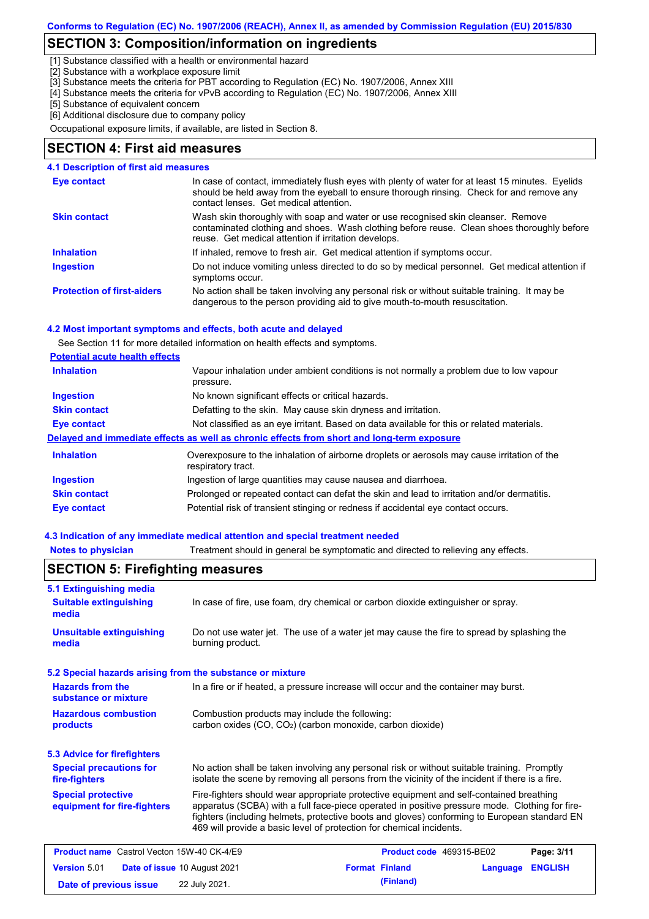## SECTION 3: Composition/information on ingredients

[1] Substance classified with a health or environmental hazard
[2] Substance with a workplace exposure limit
[3] Substance meets the criteria for PBT according to Regulation (EC) No. 1907/2006, Annex XIII
[4] Substance meets the criteria for vPvB according to Regulation (EC) No. 1907/2006, Annex XIII
[5] Substance of equivalent concern
[6] Additional disclosure due to company policy

Occupational exposure limits, if available, are listed in Section 8.

## SECTION 4: First aid measures

### 4.1 Description of first aid measures

**Eye contact**: In case of contact, immediately flush eyes with plenty of water for at least 15 minutes. Eyelids should be held away from the eyeball to ensure thorough rinsing. Check for and remove any contact lenses. Get medical attention.

**Skin contact**: Wash skin thoroughly with soap and water or use recognised skin cleanser. Remove contaminated clothing and shoes. Wash clothing before reuse. Clean shoes thoroughly before reuse. Get medical attention if irritation develops.

**Inhalation**: If inhaled, remove to fresh air. Get medical attention if symptoms occur.

**Ingestion**: Do not induce vomiting unless directed to do so by medical personnel. Get medical attention if symptoms occur.

**Protection of first-aiders**: No action shall be taken involving any personal risk or without suitable training. It may be dangerous to the person providing aid to give mouth-to-mouth resuscitation.

### 4.2 Most important symptoms and effects, both acute and delayed

See Section 11 for more detailed information on health effects and symptoms.

**Potential acute health effects**

**Inhalation**: Vapour inhalation under ambient conditions is not normally a problem due to low vapour pressure.

**Ingestion**: No known significant effects or critical hazards.

**Skin contact**: Defatting to the skin. May cause skin dryness and irritation.

**Eye contact**: Not classified as an eye irritant. Based on data available for this or related materials.

**Delayed and immediate effects as well as chronic effects from short and long-term exposure**

**Inhalation**: Overexposure to the inhalation of airborne droplets or aerosols may cause irritation of the respiratory tract.

**Ingestion**: Ingestion of large quantities may cause nausea and diarrhoea.

**Skin contact**: Prolonged or repeated contact can defat the skin and lead to irritation and/or dermatitis.

**Eye contact**: Potential risk of transient stinging or redness if accidental eye contact occurs.

### 4.3 Indication of any immediate medical attention and special treatment needed

**Notes to physician**: Treatment should in general be symptomatic and directed to relieving any effects.

## SECTION 5: Firefighting measures

### 5.1 Extinguishing media

**Suitable extinguishing media**: In case of fire, use foam, dry chemical or carbon dioxide extinguisher or spray.

**Unsuitable extinguishing media**: Do not use water jet. The use of a water jet may cause the fire to spread by splashing the burning product.

### 5.2 Special hazards arising from the substance or mixture

**Hazards from the substance or mixture**: In a fire or if heated, a pressure increase will occur and the container may burst.

**Hazardous combustion products**: Combustion products may include the following:
carbon oxides (CO, $CO_2$) (carbon monoxide, carbon dioxide)

### 5.3 Advice for firefighters

**Special precautions for fire-fighters**: No action shall be taken involving any personal risk or without suitable training. Promptly isolate the scene by removing all persons from the vicinity of the incident if there is a fire.

**Special protective equipment for fire-fighters**: Fire-fighters should wear appropriate protective equipment and self-contained breathing apparatus (SCBA) with a full face-piece operated in positive pressure mode. Clothing for fire-fighters (including helmets, protective boots and gloves) conforming to European standard EN 469 will provide a basic level of protection for chemical incidents.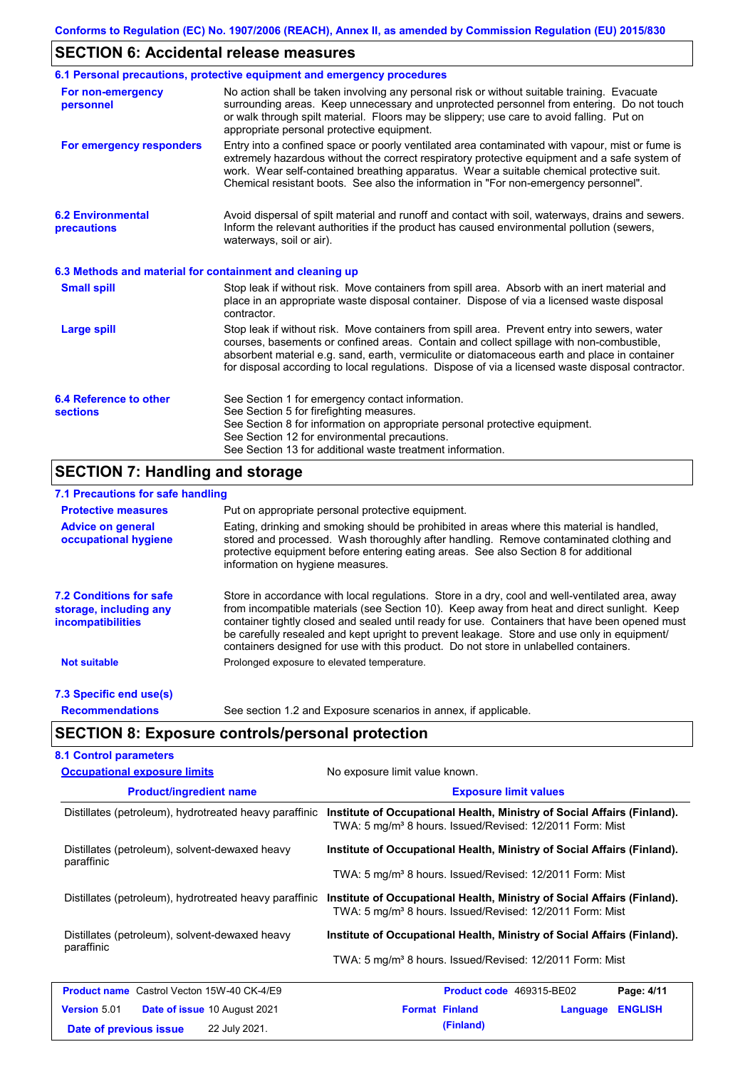## SECTION 6: Accidental release measures

### 6.1 Personal precautions, protective equipment and emergency procedures

**For non-emergency personnel**

No action shall be taken involving any personal risk or without suitable training. Evacuate surrounding areas. Keep unnecessary and unprotected personnel from entering. Do not touch or walk through spilt material. Floors may be slippery; use care to avoid falling. Put on appropriate personal protective equipment.

**For emergency responders**

Entry into a confined space or poorly ventilated area contaminated with vapour, mist or fume is extremely hazardous without the correct respiratory protective equipment and a safe system of work. Wear self-contained breathing apparatus. Wear a suitable chemical protective suit. Chemical resistant boots. See also the information in "For non-emergency personnel".

### 6.2 Environmental precautions

Avoid dispersal of spilt material and runoff and contact with soil, waterways, drains and sewers. Inform the relevant authorities if the product has caused environmental pollution (sewers, waterways, soil or air).

### 6.3 Methods and material for containment and cleaning up

**Small spill**

Stop leak if without risk. Move containers from spill area. Absorb with an inert material and place in an appropriate waste disposal container. Dispose of via a licensed waste disposal contractor.

**Large spill**

Stop leak if without risk. Move containers from spill area. Prevent entry into sewers, water courses, basements or confined areas. Contain and collect spillage with non-combustible, absorbent material e.g. sand, earth, vermiculite or diatomaceous earth and place in container for disposal according to local regulations. Dispose of via a licensed waste disposal contractor.

### 6.4 Reference to other sections

See Section 1 for emergency contact information.
See Section 5 for firefighting measures.
See Section 8 for information on appropriate personal protective equipment.
See Section 12 for environmental precautions.
See Section 13 for additional waste treatment information.

## SECTION 7: Handling and storage

### 7.1 Precautions for safe handling

**Protective measures**

Put on appropriate personal protective equipment.

**Advice on general occupational hygiene**

Eating, drinking and smoking should be prohibited in areas where this material is handled, stored and processed. Wash thoroughly after handling. Remove contaminated clothing and protective equipment before entering eating areas. See also Section 8 for additional information on hygiene measures.

### 7.2 Conditions for safe storage, including any incompatibilities

Store in accordance with local regulations. Store in a dry, cool and well-ventilated area, away from incompatible materials (see Section 10). Keep away from heat and direct sunlight. Keep container tightly closed and sealed until ready for use. Containers that have been opened must be carefully resealed and kept upright to prevent leakage. Store and use only in equipment/containers designed for use with this product. Do not store in unlabelled containers.

**Not suitable**

Prolonged exposure to elevated temperature.

### 7.3 Specific end use(s)

**Recommendations**

See section 1.2 and Exposure scenarios in annex, if applicable.

## SECTION 8: Exposure controls/personal protection

### 8.1 Control parameters

**Occupational exposure limits**

No exposure limit value known.

| Product/ingredient name | Exposure limit values |
|---|---|
| Distillates (petroleum), hydrotreated heavy paraffinic | **Institute of Occupational Health, Ministry of Social Affairs (Finland).** TWA: 5 mg/m³ 8 hours. Issued/Revised: 12/2011 Form: Mist |
| Distillates (petroleum), solvent-dewaxed heavy paraffinic | **Institute of Occupational Health, Ministry of Social Affairs (Finland).** TWA: 5 mg/m³ 8 hours. Issued/Revised: 12/2011 Form: Mist |
| Distillates (petroleum), hydrotreated heavy paraffinic | **Institute of Occupational Health, Ministry of Social Affairs (Finland).** TWA: 5 mg/m³ 8 hours. Issued/Revised: 12/2011 Form: Mist |
| Distillates (petroleum), solvent-dewaxed heavy paraffinic | **Institute of Occupational Health, Ministry of Social Affairs (Finland).** TWA: 5 mg/m³ 8 hours. Issued/Revised: 12/2011 Form: Mist |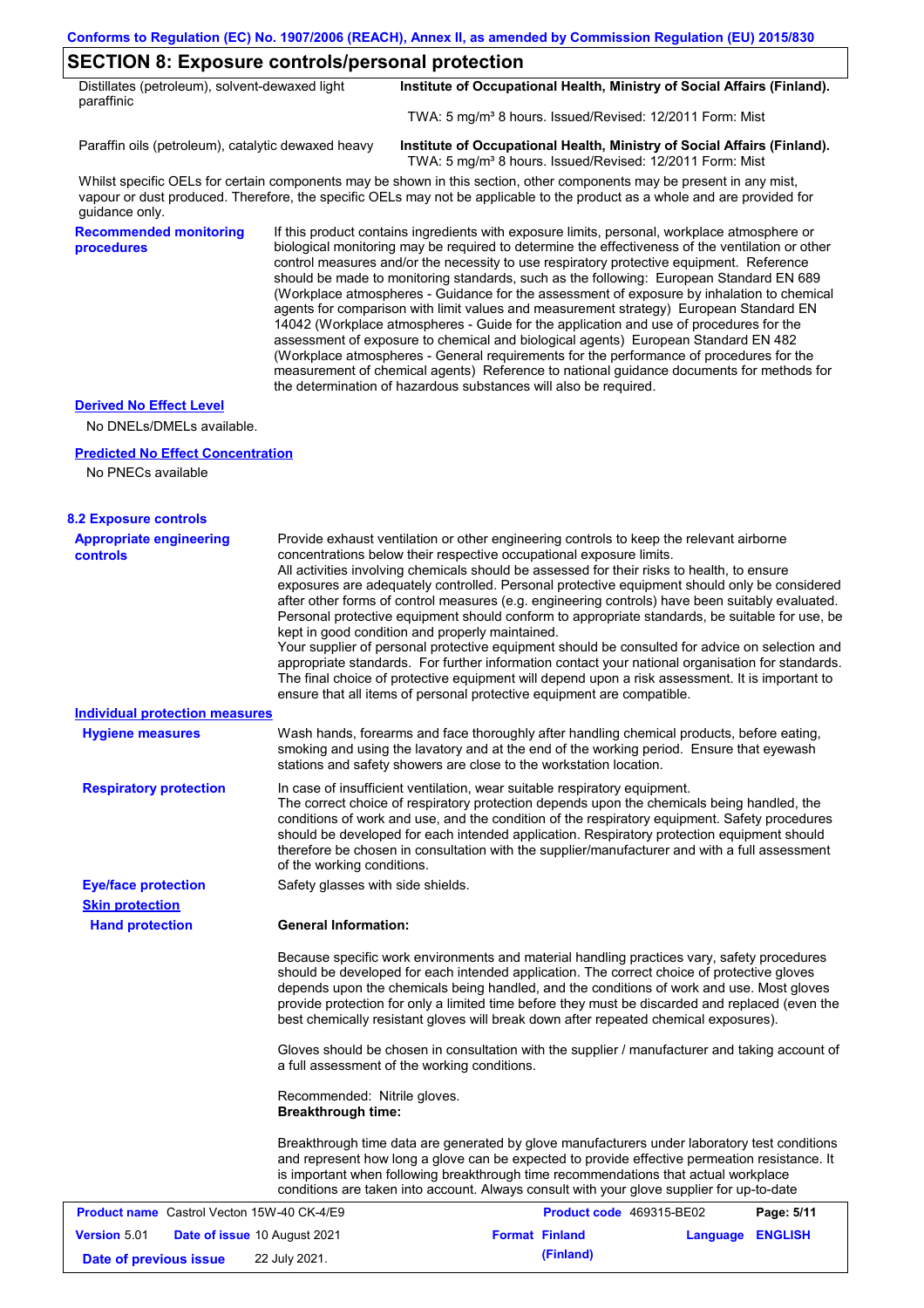## SECTION 8: Exposure controls/personal protection

| | |
|---|---|
| Distillates (petroleum), solvent-dewaxed light paraffinic | **Institute of Occupational Health, Ministry of Social Affairs (Finland).** TWA: 5 mg/m³ 8 hours. Issued/Revised: 12/2011 Form: Mist |
| Paraffin oils (petroleum), catalytic dewaxed heavy | **Institute of Occupational Health, Ministry of Social Affairs (Finland).** TWA: 5 mg/m³ 8 hours. Issued/Revised: 12/2011 Form: Mist |

Whilst specific OELs for certain components may be shown in this section, other components may be present in any mist, vapour or dust produced. Therefore, the specific OELs may not be applicable to the product as a whole and are provided for guidance only.

**Recommended monitoring procedures**

If this product contains ingredients with exposure limits, personal, workplace atmosphere or biological monitoring may be required to determine the effectiveness of the ventilation or other control measures and/or the necessity to use respiratory protective equipment. Reference should be made to monitoring standards, such as the following: European Standard EN 689 (Workplace atmospheres - Guidance for the assessment of exposure by inhalation to chemical agents for comparison with limit values and measurement strategy) European Standard EN 14042 (Workplace atmospheres - Guide for the application and use of procedures for the assessment of exposure to chemical and biological agents) European Standard EN 482 (Workplace atmospheres - General requirements for the performance of procedures for the measurement of chemical agents) Reference to national guidance documents for methods for the determination of hazardous substances will also be required.

**Derived No Effect Level**

No DNELs/DMELs available.

**Predicted No Effect Concentration**

No PNECs available

### 8.2 Exposure controls

**Appropriate engineering controls**

Provide exhaust ventilation or other engineering controls to keep the relevant airborne concentrations below their respective occupational exposure limits.
All activities involving chemicals should be assessed for their risks to health, to ensure exposures are adequately controlled. Personal protective equipment should only be considered after other forms of control measures (e.g. engineering controls) have been suitably evaluated. Personal protective equipment should conform to appropriate standards, be suitable for use, be kept in good condition and properly maintained.
Your supplier of personal protective equipment should be consulted for advice on selection and appropriate standards. For further information contact your national organisation for standards. The final choice of protective equipment will depend upon a risk assessment. It is important to ensure that all items of personal protective equipment are compatible.

**Individual protection measures**

**Hygiene measures**

Wash hands, forearms and face thoroughly after handling chemical products, before eating, smoking and using the lavatory and at the end of the working period. Ensure that eyewash stations and safety showers are close to the workstation location.

**Respiratory protection**

In case of insufficient ventilation, wear suitable respiratory equipment.
The correct choice of respiratory protection depends upon the chemicals being handled, the conditions of work and use, and the condition of the respiratory equipment. Safety procedures should be developed for each intended application. Respiratory protection equipment should therefore be chosen in consultation with the supplier/manufacturer and with a full assessment of the working conditions.

**Eye/face protection**

Safety glasses with side shields.

**Skin protection**

**Hand protection**

**General Information:**

Because specific work environments and material handling practices vary, safety procedures should be developed for each intended application. The correct choice of protective gloves depends upon the chemicals being handled, and the conditions of work and use. Most gloves provide protection for only a limited time before they must be discarded and replaced (even the best chemically resistant gloves will break down after repeated chemical exposures).

Gloves should be chosen in consultation with the supplier / manufacturer and taking account of a full assessment of the working conditions.

Recommended: Nitrile gloves.
**Breakthrough time:**

Breakthrough time data are generated by glove manufacturers under laboratory test conditions and represent how long a glove can be expected to provide effective permeation resistance. It is important when following breakthrough time recommendations that actual workplace conditions are taken into account. Always consult with your glove supplier for up-to-date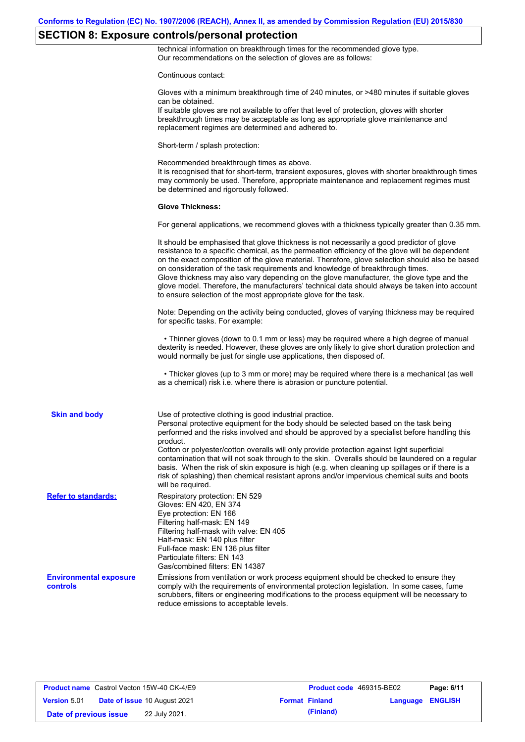## SECTION 8: Exposure controls/personal protection

technical information on breakthrough times for the recommended glove type.
Our recommendations on the selection of gloves are as follows:

Continuous contact:

Gloves with a minimum breakthrough time of 240 minutes, or >480 minutes if suitable gloves can be obtained.
If suitable gloves are not available to offer that level of protection, gloves with shorter breakthrough times may be acceptable as long as appropriate glove maintenance and replacement regimes are determined and adhered to.

Short-term / splash protection:

Recommended breakthrough times as above.
It is recognised that for short-term, transient exposures, gloves with shorter breakthrough times may commonly be used. Therefore, appropriate maintenance and replacement regimes must be determined and rigorously followed.

**Glove Thickness:**

For general applications, we recommend gloves with a thickness typically greater than 0.35 mm.

It should be emphasised that glove thickness is not necessarily a good predictor of glove resistance to a specific chemical, as the permeation efficiency of the glove will be dependent on the exact composition of the glove material. Therefore, glove selection should also be based on consideration of the task requirements and knowledge of breakthrough times.
Glove thickness may also vary depending on the glove manufacturer, the glove type and the glove model. Therefore, the manufacturers' technical data should always be taken into account to ensure selection of the most appropriate glove for the task.

Note: Depending on the activity being conducted, gloves of varying thickness may be required for specific tasks. For example:

- Thinner gloves (down to 0.1 mm or less) may be required where a high degree of manual dexterity is needed. However, these gloves are only likely to give short duration protection and would normally be just for single use applications, then disposed of.

- Thicker gloves (up to 3 mm or more) may be required where there is a mechanical (as well as a chemical) risk i.e. where there is abrasion or puncture potential.

**Skin and body**

Use of protective clothing is good industrial practice.
Personal protective equipment for the body should be selected based on the task being performed and the risks involved and should be approved by a specialist before handling this product.
Cotton or polyester/cotton overalls will only provide protection against light superficial contamination that will not soak through to the skin. Overalls should be laundered on a regular basis. When the risk of skin exposure is high (e.g. when cleaning up spillages or if there is a risk of splashing) then chemical resistant aprons and/or impervious chemical suits and boots will be required.

**Refer to standards:**

Respiratory protection: EN 529
Gloves: EN 420, EN 374
Eye protection: EN 166
Filtering half-mask: EN 149
Filtering half-mask with valve: EN 405
Half-mask: EN 140 plus filter
Full-face mask: EN 136 plus filter
Particulate filters: EN 143
Gas/combined filters: EN 14387

**Environmental exposure controls**

Emissions from ventilation or work process equipment should be checked to ensure they comply with the requirements of environmental protection legislation. In some cases, fume scrubbers, filters or engineering modifications to the process equipment will be necessary to reduce emissions to acceptable levels.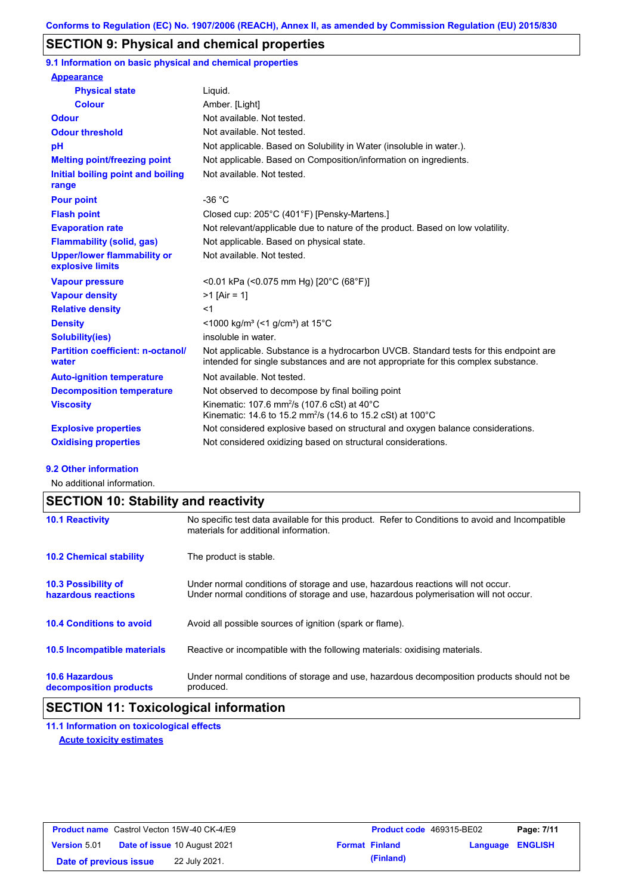## SECTION 9: Physical and chemical properties

### 9.1 Information on basic physical and chemical properties

| | |
|---|---|
| **Appearance** | |
| **Physical state** | Liquid. |
| **Colour** | Amber. [Light] |
| **Odour** | Not available. Not tested. |
| **Odour threshold** | Not available. Not tested. |
| **pH** | Not applicable. Based on Solubility in Water (insoluble in water.). |
| **Melting point/freezing point** | Not applicable. Based on Composition/information on ingredients. |
| **Initial boiling point and boiling range** | Not available. Not tested. |
| **Pour point** | -36 °C |
| **Flash point** | Closed cup: 205°C (401°F) [Pensky-Martens.] |
| **Evaporation rate** | Not relevant/applicable due to nature of the product. Based on low volatility. |
| **Flammability (solid, gas)** | Not applicable. Based on physical state. |
| **Upper/lower flammability or explosive limits** | Not available. Not tested. |
| **Vapour pressure** | <0.01 kPa (<0.075 mm Hg) [20°C (68°F)] |
| **Vapour density** | >1 [Air = 1] |
| **Relative density** | <1 |
| **Density** | <1000 kg/m³ (<1 g/cm³) at 15°C |
| **Solubility(ies)** | insoluble in water. |
| **Partition coefficient: n-octanol/ water** | Not applicable. Substance is a hydrocarbon UVCB. Standard tests for this endpoint are intended for single substances and are not appropriate for this complex substance. |
| **Auto-ignition temperature** | Not available. Not tested. |
| **Decomposition temperature** | Not observed to decompose by final boiling point |
| **Viscosity** | Kinematic: 107.6 $mm^2/s$ (107.6 cSt) at 40°C<br>Kinematic: 14.6 to 15.2 $mm^2/s$ (14.6 to 15.2 cSt) at 100°C |
| **Explosive properties** | Not considered explosive based on structural and oxygen balance considerations. |
| **Oxidising properties** | Not considered oxidizing based on structural considerations. |

### 9.2 Other information

No additional information.

## SECTION 10: Stability and reactivity

| | |
|---|---|
| **10.1 Reactivity** | No specific test data available for this product. Refer to Conditions to avoid and Incompatible materials for additional information. |
| **10.2 Chemical stability** | The product is stable. |
| **10.3 Possibility of hazardous reactions** | Under normal conditions of storage and use, hazardous reactions will not occur.<br>Under normal conditions of storage and use, hazardous polymerisation will not occur. |
| **10.4 Conditions to avoid** | Avoid all possible sources of ignition (spark or flame). |
| **10.5 Incompatible materials** | Reactive or incompatible with the following materials: oxidising materials. |
| **10.6 Hazardous decomposition products** | Under normal conditions of storage and use, hazardous decomposition products should not be produced. |

## SECTION 11: Toxicological information

### 11.1 Information on toxicological effects

**Acute toxicity estimates**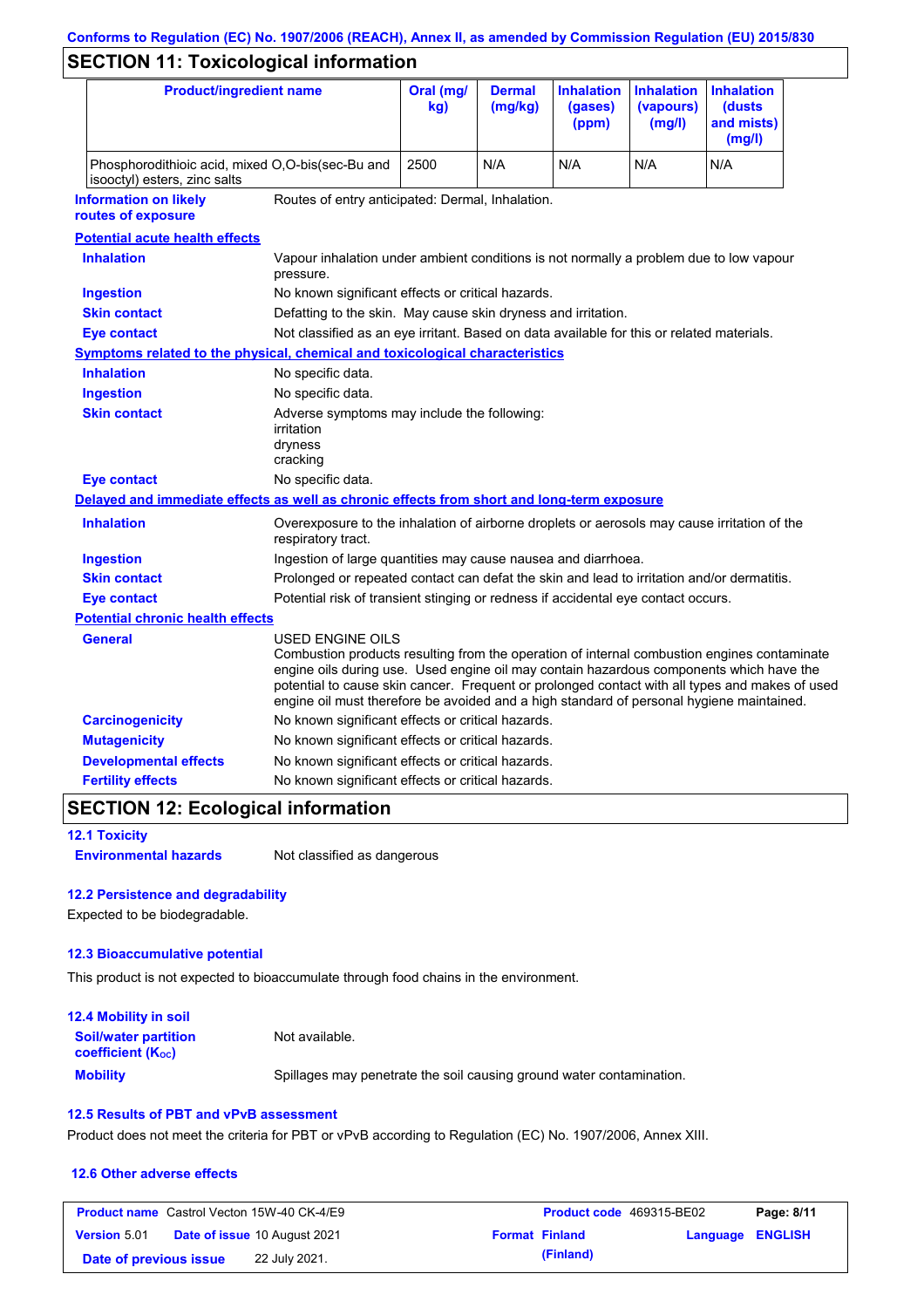## SECTION 11: Toxicological information

| Product/ingredient name | Oral (mg/kg) | Dermal (mg/kg) | Inhalation (gases) (ppm) | Inhalation (vapours) (mg/l) | Inhalation (dusts and mists) (mg/l) |
|---|---|---|---|---|---|
| Phosphorodithioic acid, mixed O,O-bis(sec-Bu and isooctyl) esters, zinc salts | 2500 | N/A | N/A | N/A | N/A |

**Information on likely routes of exposure** Routes of entry anticipated: Dermal, Inhalation.

**Potential acute health effects**

**Inhalation** Vapour inhalation under ambient conditions is not normally a problem due to low vapour pressure.

**Ingestion** No known significant effects or critical hazards.

**Skin contact** Defatting to the skin. May cause skin dryness and irritation.

**Eye contact** Not classified as an eye irritant. Based on data available for this or related materials.

**Symptoms related to the physical, chemical and toxicological characteristics**

**Inhalation** No specific data.

**Ingestion** No specific data.

**Skin contact** Adverse symptoms may include the following:
irritation
dryness
cracking

**Eye contact** No specific data.

**Delayed and immediate effects as well as chronic effects from short and long-term exposure**

**Inhalation** Overexposure to the inhalation of airborne droplets or aerosols may cause irritation of the respiratory tract.

**Ingestion** Ingestion of large quantities may cause nausea and diarrhoea.

**Skin contact** Prolonged or repeated contact can defat the skin and lead to irritation and/or dermatitis.

**Eye contact** Potential risk of transient stinging or redness if accidental eye contact occurs.

**Potential chronic health effects**

**General** USED ENGINE OILS
Combustion products resulting from the operation of internal combustion engines contaminate engine oils during use. Used engine oil may contain hazardous components which have the potential to cause skin cancer. Frequent or prolonged contact with all types and makes of used engine oil must therefore be avoided and a high standard of personal hygiene maintained.

**Carcinogenicity** No known significant effects or critical hazards.

**Mutagenicity** No known significant effects or critical hazards.

**Developmental effects** No known significant effects or critical hazards.

**Fertility effects** No known significant effects or critical hazards.

## SECTION 12: Ecological information

### 12.1 Toxicity

**Environmental hazards** Not classified as dangerous

### 12.2 Persistence and degradability

Expected to be biodegradable.

### 12.3 Bioaccumulative potential

This product is not expected to bioaccumulate through food chains in the environment.

### 12.4 Mobility in soil

**Soil/water partition coefficient ($K_{OC}$)** Not available.

**Mobility** Spillages may penetrate the soil causing ground water contamination.

### 12.5 Results of PBT and vPvB assessment

Product does not meet the criteria for PBT or vPvB according to Regulation (EC) No. 1907/2006, Annex XIII.

### 12.6 Other adverse effects

| **Product name** Castrol Vecton 15W-40 CK-4/E9 | **Product code** 469315-BE02 | |
|---|---|---|
| **Version** 5.01 **Date of issue** 10 August 2021 | **Format** Finland (Finland) | **Language** ENGLISH |
| **Date of previous issue** 22 July 2021. | | |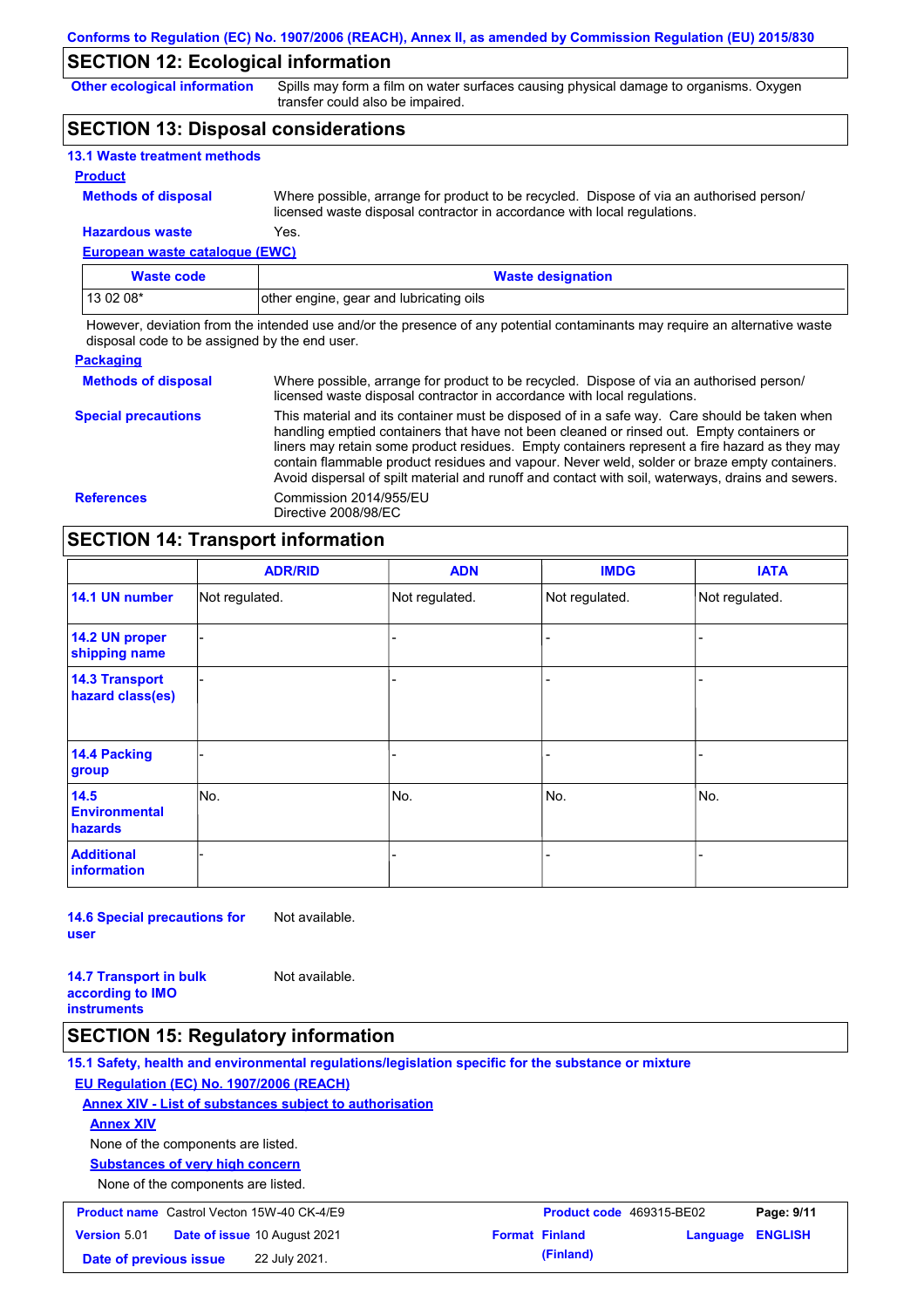## SECTION 12: Ecological information

**Other ecological information** Spills may form a film on water surfaces causing physical damage to organisms. Oxygen transfer could also be impaired.

## SECTION 13: Disposal considerations

### 13.1 Waste treatment methods

**Product**

**Methods of disposal** Where possible, arrange for product to be recycled. Dispose of via an authorised person/ licensed waste disposal contractor in accordance with local regulations.

**Hazardous waste** Yes.

**European waste catalogue (EWC)**

| Waste code | Waste designation |
| --- | --- |
| 13 02 08* | other engine, gear and lubricating oils |

However, deviation from the intended use and/or the presence of any potential contaminants may require an alternative waste disposal code to be assigned by the end user.

**Packaging**

**Methods of disposal** Where possible, arrange for product to be recycled. Dispose of via an authorised person/ licensed waste disposal contractor in accordance with local regulations.

**Special precautions** This material and its container must be disposed of in a safe way. Care should be taken when handling emptied containers that have not been cleaned or rinsed out. Empty containers or liners may retain some product residues. Empty containers represent a fire hazard as they may contain flammable product residues and vapour. Never weld, solder or braze empty containers. Avoid dispersal of spilt material and runoff and contact with soil, waterways, drains and sewers.

**References** Commission 2014/955/EU
Directive 2008/98/EC

## SECTION 14: Transport information

| | ADR/RID | ADN | IMDG | IATA |
| --- | --- | --- | --- | --- |
| **14.1 UN number** | Not regulated. | Not regulated. | Not regulated. | Not regulated. |
| **14.2 UN proper shipping name** | - | - | - | - |
| **14.3 Transport hazard class(es)** | - | - | - | - |
| **14.4 Packing group** | - | - | - | - |
| **14.5 Environmental hazards** | No. | No. | No. | No. |
| **Additional information** | - | - | - | - |

**14.6 Special precautions for user** Not available.

**14.7 Transport in bulk according to IMO instruments** Not available.

## SECTION 15: Regulatory information

### 15.1 Safety, health and environmental regulations/legislation specific for the substance or mixture

**EU Regulation (EC) No. 1907/2006 (REACH)**

**Annex XIV - List of substances subject to authorisation**

**Annex XIV**

None of the components are listed.

**Substances of very high concern**

None of the components are listed.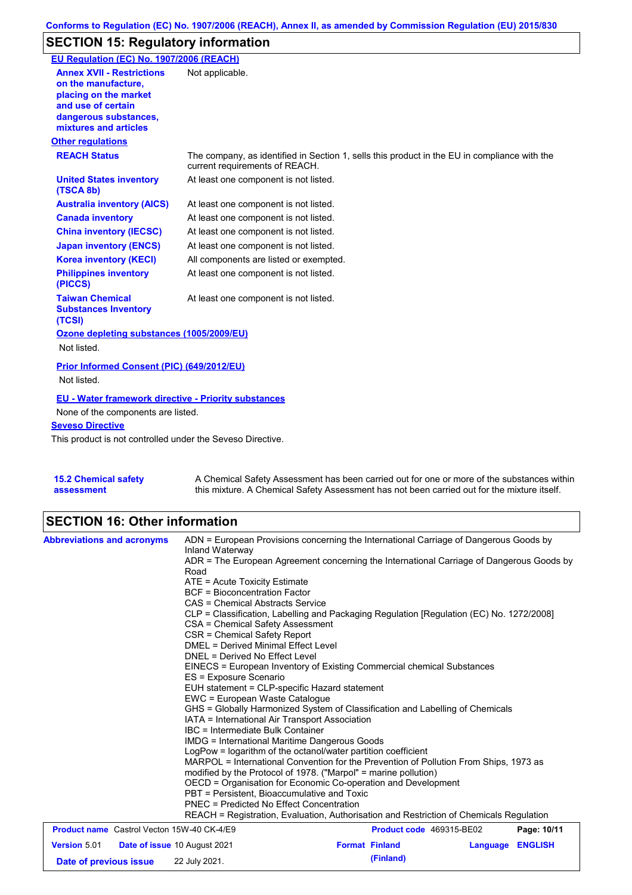## SECTION 15: Regulatory information

**EU Regulation (EC) No. 1907/2006 (REACH)**

**Annex XVII - Restrictions on the manufacture, placing on the market and use of certain dangerous substances, mixtures and articles**: Not applicable.

**Other regulations**

| | |
|---|---|
| **REACH Status** | The company, as identified in Section 1, sells this product in the EU in compliance with the current requirements of REACH. |
| **United States inventory (TSCA 8b)** | At least one component is not listed. |
| **Australia inventory (AICS)** | At least one component is not listed. |
| **Canada inventory** | At least one component is not listed. |
| **China inventory (IECSC)** | At least one component is not listed. |
| **Japan inventory (ENCS)** | At least one component is not listed. |
| **Korea inventory (KECI)** | All components are listed or exempted. |
| **Philippines inventory (PICCS)** | At least one component is not listed. |
| **Taiwan Chemical Substances Inventory (TCSI)** | At least one component is not listed. |

**Ozone depleting substances (1005/2009/EU)**

Not listed.

**Prior Informed Consent (PIC) (649/2012/EU)**

Not listed.

**EU - Water framework directive - Priority substances**

None of the components are listed.

**Seveso Directive**

This product is not controlled under the Seveso Directive.

**15.2 Chemical safety assessment**: A Chemical Safety Assessment has been carried out for one or more of the substances within this mixture. A Chemical Safety Assessment has not been carried out for the mixture itself.

## SECTION 16: Other information

**Abbreviations and acronyms**

ADN = European Provisions concerning the International Carriage of Dangerous Goods by Inland Waterway
ADR = The European Agreement concerning the International Carriage of Dangerous Goods by Road
ATE = Acute Toxicity Estimate
BCF = Bioconcentration Factor
CAS = Chemical Abstracts Service
CLP = Classification, Labelling and Packaging Regulation [Regulation (EC) No. 1272/2008]
CSA = Chemical Safety Assessment
CSR = Chemical Safety Report
DMEL = Derived Minimal Effect Level
DNEL = Derived No Effect Level
EINECS = European Inventory of Existing Commercial chemical Substances
ES = Exposure Scenario
EUH statement = CLP-specific Hazard statement
EWC = European Waste Catalogue
GHS = Globally Harmonized System of Classification and Labelling of Chemicals
IATA = International Air Transport Association
IBC = Intermediate Bulk Container
IMDG = International Maritime Dangerous Goods
LogPow = logarithm of the octanol/water partition coefficient
MARPOL = International Convention for the Prevention of Pollution From Ships, 1973 as modified by the Protocol of 1978. ("Marpol" = marine pollution)
OECD = Organisation for Economic Co-operation and Development
PBT = Persistent, Bioaccumulative and Toxic
PNEC = Predicted No Effect Concentration
REACH = Registration, Evaluation, Authorisation and Restriction of Chemicals Regulation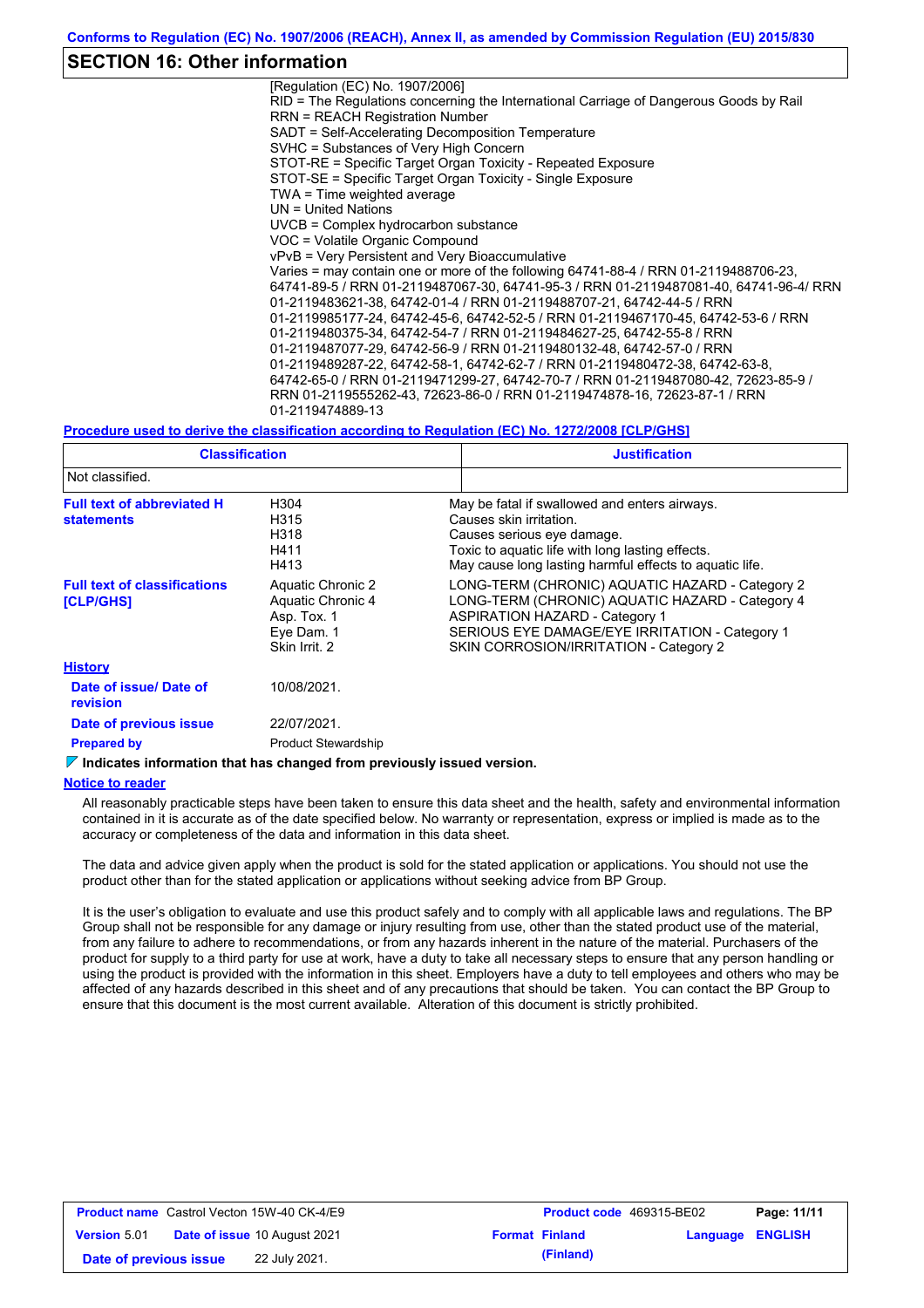## SECTION 16: Other information

[Regulation (EC) No. 1907/2006]
RID = The Regulations concerning the International Carriage of Dangerous Goods by Rail
RRN = REACH Registration Number
SADT = Self-Accelerating Decomposition Temperature
SVHC = Substances of Very High Concern
STOT-RE = Specific Target Organ Toxicity - Repeated Exposure
STOT-SE = Specific Target Organ Toxicity - Single Exposure
TWA = Time weighted average
UN = United Nations
UVCB = Complex hydrocarbon substance
VOC = Volatile Organic Compound
vPvB = Very Persistent and Very Bioaccumulative
Varies = may contain one or more of the following 64741-88-4 / RRN 01-2119488706-23, 64741-89-5 / RRN 01-2119487067-30, 64741-95-3 / RRN 01-2119487081-40, 64741-96-4/ RRN 01-2119483621-38, 64742-01-4 / RRN 01-2119488707-21, 64742-44-5 / RRN 01-2119985177-24, 64742-45-6, 64742-52-5 / RRN 01-2119467170-45, 64742-53-6 / RRN 01-2119480375-34, 64742-54-7 / RRN 01-2119484627-25, 64742-55-8 / RRN 01-2119487077-29, 64742-56-9 / RRN 01-2119480132-48, 64742-57-0 / RRN 01-2119489287-22, 64742-58-1, 64742-62-7 / RRN 01-2119480472-38, 64742-63-8, 64742-65-0 / RRN 01-2119471299-27, 64742-70-7 / RRN 01-2119487080-42, 72623-85-9 / RRN 01-2119555262-43, 72623-86-0 / RRN 01-2119474878-16, 72623-87-1 / RRN 01-2119474889-13

**Procedure used to derive the classification according to Regulation (EC) No. 1272/2008 [CLP/GHS]**

| Classification | Justification |
|---|---|
| Not classified. | |

**Full text of abbreviated H statements**

| | |
|---|---|
| H304 | May be fatal if swallowed and enters airways. |
| H315 | Causes skin irritation. |
| H318 | Causes serious eye damage. |
| H411 | Toxic to aquatic life with long lasting effects. |
| H413 | May cause long lasting harmful effects to aquatic life. |

**Full text of classifications [CLP/GHS]**

| | |
|---|---|
| Aquatic Chronic 2 | LONG-TERM (CHRONIC) AQUATIC HAZARD - Category 2 |
| Aquatic Chronic 4 | LONG-TERM (CHRONIC) AQUATIC HAZARD - Category 4 |
| Asp. Tox. 1 | ASPIRATION HAZARD - Category 1 |
| Eye Dam. 1 | SERIOUS EYE DAMAGE/EYE IRRITATION - Category 1 |
| Skin Irrit. 2 | SKIN CORROSION/IRRITATION - Category 2 |

**History**

**Date of issue/ Date of revision**: 10/08/2021.

**Date of previous issue**: 22/07/2021.

**Prepared by**: Product Stewardship

**Indicates information that has changed from previously issued version.**

**Notice to reader**

All reasonably practicable steps have been taken to ensure this data sheet and the health, safety and environmental information contained in it is accurate as of the date specified below. No warranty or representation, express or implied is made as to the accuracy or completeness of the data and information in this data sheet.

The data and advice given apply when the product is sold for the stated application or applications. You should not use the product other than for the stated application or applications without seeking advice from BP Group.

It is the user's obligation to evaluate and use this product safely and to comply with all applicable laws and regulations. The BP Group shall not be responsible for any damage or injury resulting from use, other than the stated product use of the material, from any failure to adhere to recommendations, or from any hazards inherent in the nature of the material. Purchasers of the product for supply to a third party for use at work, have a duty to take all necessary steps to ensure that any person handling or using the product is provided with the information in this sheet. Employers have a duty to tell employees and others who may be affected of any hazards described in this sheet and of any precautions that should be taken. You can contact the BP Group to ensure that this document is the most current available. Alteration of this document is strictly prohibited.